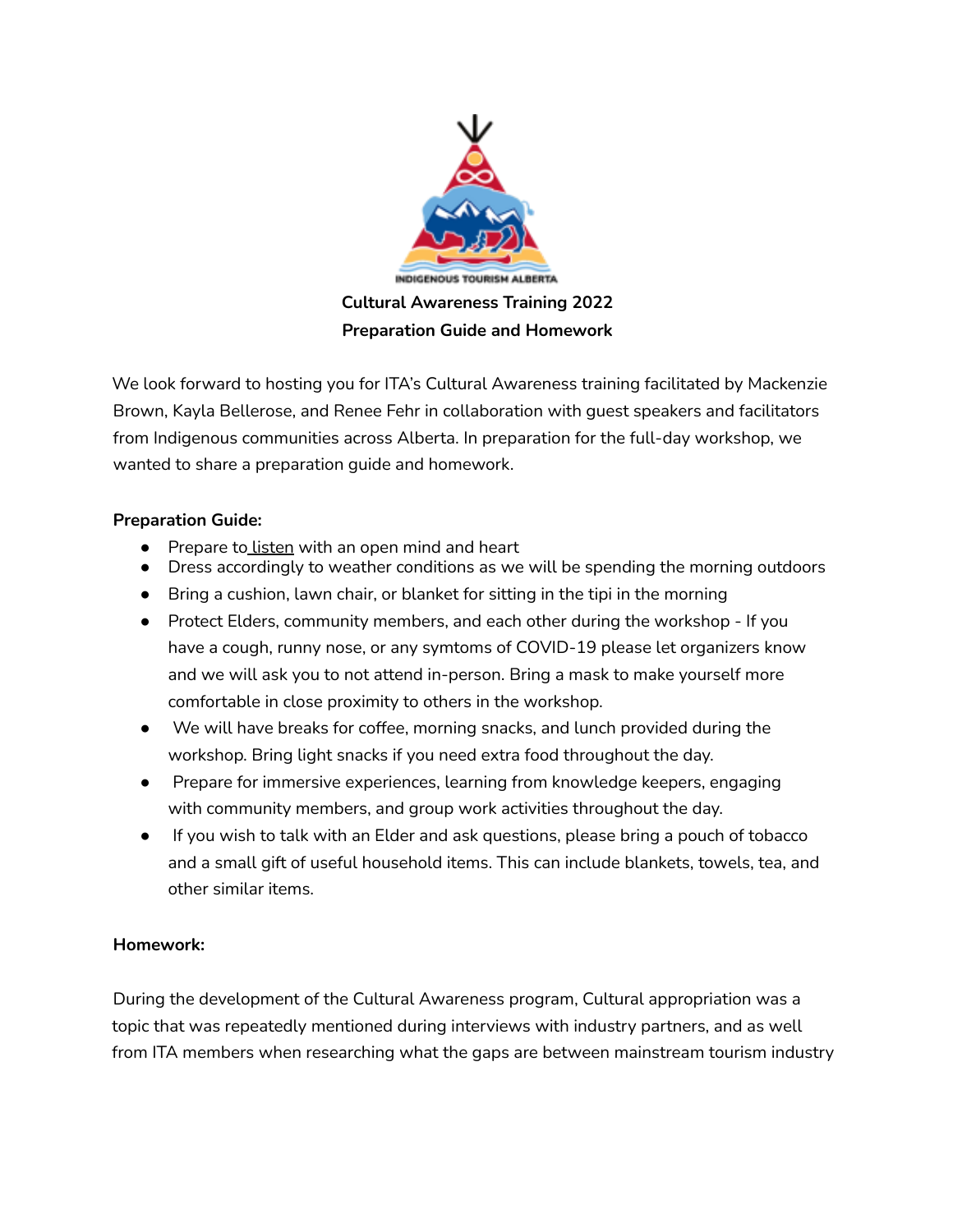INDIGENOUS TOURISM ALBERTA

**Cultural Awareness Training 2022**
**Preparation Guide and Homework**

We look forward to hosting you for ITA's Cultural Awareness training facilitated by Mackenzie Brown, Kayla Bellerose, and Renee Fehr in collaboration with guest speakers and facilitators from Indigenous communities across Alberta. In preparation for the full-day workshop, we wanted to share a preparation guide and homework.

**Preparation Guide:**

- Prepare to listen with an open mind and heart
- Dress accordingly to weather conditions as we will be spending the morning outdoors
- Bring a cushion, lawn chair, or blanket for sitting in the tipi in the morning
- Protect Elders, community members, and each other during the workshop - If you have a cough, runny nose, or any symtoms of COVID-19 please let organizers know and we will ask you to not attend in-person. Bring a mask to make yourself more comfortable in close proximity to others in the workshop.
- We will have breaks for coffee, morning snacks, and lunch provided during the workshop. Bring light snacks if you need extra food throughout the day.
- Prepare for immersive experiences, learning from knowledge keepers, engaging with community members, and group work activities throughout the day.
- If you wish to talk with an Elder and ask questions, please bring a pouch of tobacco and a small gift of useful household items. This can include blankets, towels, tea, and other similar items.

**Homework:**

During the development of the Cultural Awareness program, Cultural appropriation was a topic that was repeatedly mentioned during interviews with industry partners, and as well from ITA members when researching what the gaps are between mainstream tourism industry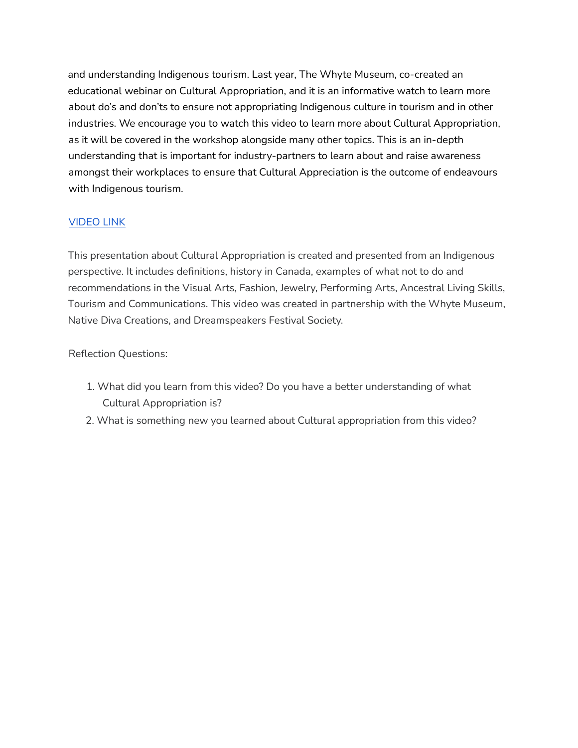and understanding Indigenous tourism. Last year, The Whyte Museum, co-created an educational webinar on Cultural Appropriation, and it is an informative watch to learn more about do's and don'ts to ensure not appropriating Indigenous culture in tourism and in other industries. We encourage you to watch this video to learn more about Cultural Appropriation, as it will be covered in the workshop alongside many other topics. This is an in-depth understanding that is important for industry-partners to learn about and raise awareness amongst their workplaces to ensure that Cultural Appreciation is the outcome of endeavours with Indigenous tourism.

VIDEO LINK

This presentation about Cultural Appropriation is created and presented from an Indigenous perspective. It includes definitions, history in Canada, examples of what not to do and recommendations in the Visual Arts, Fashion, Jewelry, Performing Arts, Ancestral Living Skills, Tourism and Communications. This video was created in partnership with the Whyte Museum, Native Diva Creations, and Dreamspeakers Festival Society.

Reflection Questions:

1. What did you learn from this video? Do you have a better understanding of what Cultural Appropriation is?
2. What is something new you learned about Cultural appropriation from this video?